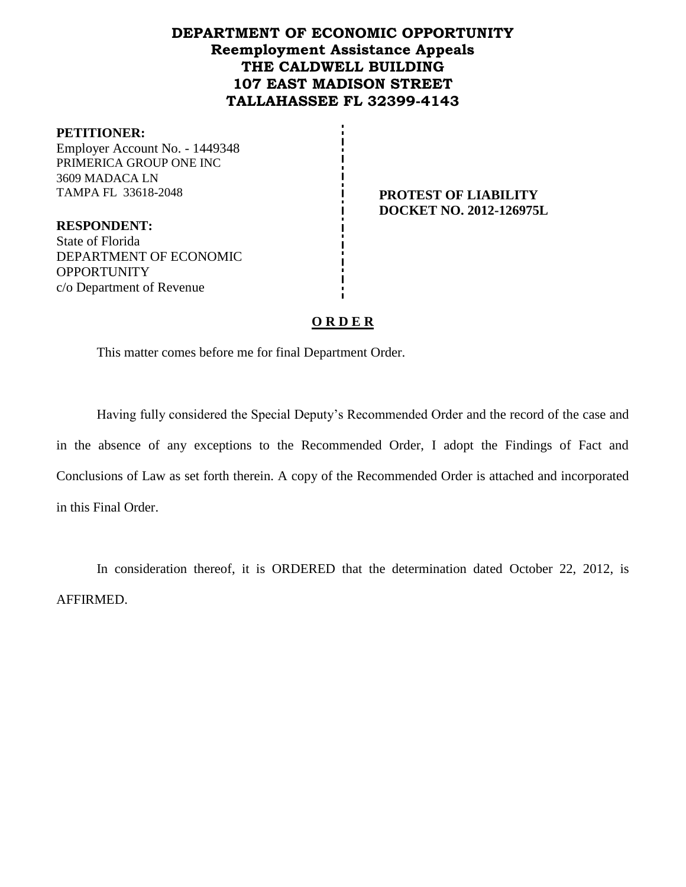**DEPARTMENT OF ECONOMIC OPPORTUNITY**
**Reemployment Assistance Appeals**
**THE CALDWELL BUILDING**
**107 EAST MADISON STREET**
**TALLAHASSEE FL 32399-4143**

**PETITIONER:**
Employer Account No. - 1449348
PRIMERICA GROUP ONE INC
3609 MADACA LN
TAMPA FL 33618-2048

**PROTEST OF LIABILITY**
**DOCKET NO. 2012-126975L**

**RESPONDENT:**
State of Florida
DEPARTMENT OF ECONOMIC OPPORTUNITY
c/o Department of Revenue

**O R D E R**

This matter comes before me for final Department Order.

Having fully considered the Special Deputy's Recommended Order and the record of the case and in the absence of any exceptions to the Recommended Order, I adopt the Findings of Fact and Conclusions of Law as set forth therein. A copy of the Recommended Order is attached and incorporated in this Final Order.

In consideration thereof, it is ORDERED that the determination dated October 22, 2012, is AFFIRMED.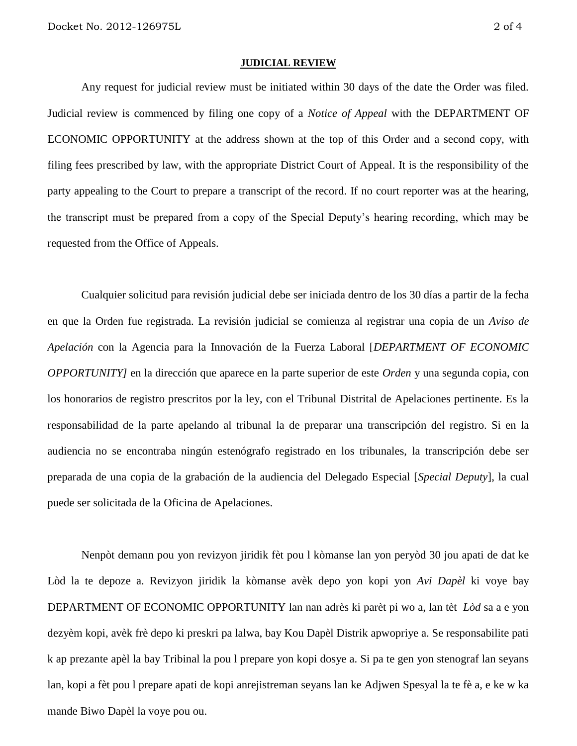**JUDICIAL REVIEW**

Any request for judicial review must be initiated within 30 days of the date the Order was filed. Judicial review is commenced by filing one copy of a *Notice of Appeal* with the DEPARTMENT OF ECONOMIC OPPORTUNITY at the address shown at the top of this Order and a second copy, with filing fees prescribed by law, with the appropriate District Court of Appeal. It is the responsibility of the party appealing to the Court to prepare a transcript of the record. If no court reporter was at the hearing, the transcript must be prepared from a copy of the Special Deputy's hearing recording, which may be requested from the Office of Appeals.

Cualquier solicitud para revisión judicial debe ser iniciada dentro de los 30 días a partir de la fecha en que la Orden fue registrada. La revisión judicial se comienza al registrar una copia de un *Aviso de Apelación* con la Agencia para la Innovación de la Fuerza Laboral [*DEPARTMENT OF ECONOMIC OPPORTUNITY]* en la dirección que aparece en la parte superior de este *Orden* y una segunda copia, con los honorarios de registro prescritos por la ley, con el Tribunal Distrital de Apelaciones pertinente. Es la responsabilidad de la parte apelando al tribunal la de preparar una transcripción del registro. Si en la audiencia no se encontraba ningún estenógrafo registrado en los tribunales, la transcripción debe ser preparada de una copia de la grabación de la audiencia del Delegado Especial [*Special Deputy*], la cual puede ser solicitada de la Oficina de Apelaciones.

Nenpòt demann pou yon revizyon jiridik fèt pou l kòmanse lan yon peryòd 30 jou apati de dat ke Lòd la te depoze a. Revizyon jiridik la kòmanse avèk depo yon kopi yon *Avi Dapèl* ki voye bay DEPARTMENT OF ECONOMIC OPPORTUNITY lan nan adrès ki parèt pi wo a, lan tèt *Lòd* sa a e yon dezyèm kopi, avèk frè depo ki preskri pa lalwa, bay Kou Dapèl Distrik apwopriye a. Se responsabilite pati k ap prezante apèl la bay Tribinal la pou l prepare yon kopi dosye a. Si pa te gen yon stenograf lan seyans lan, kopi a fèt pou l prepare apati de kopi anrejistreman seyans lan ke Adjwen Spesyal la te fè a, e ke w ka mande Biwo Dapèl la voye pou ou.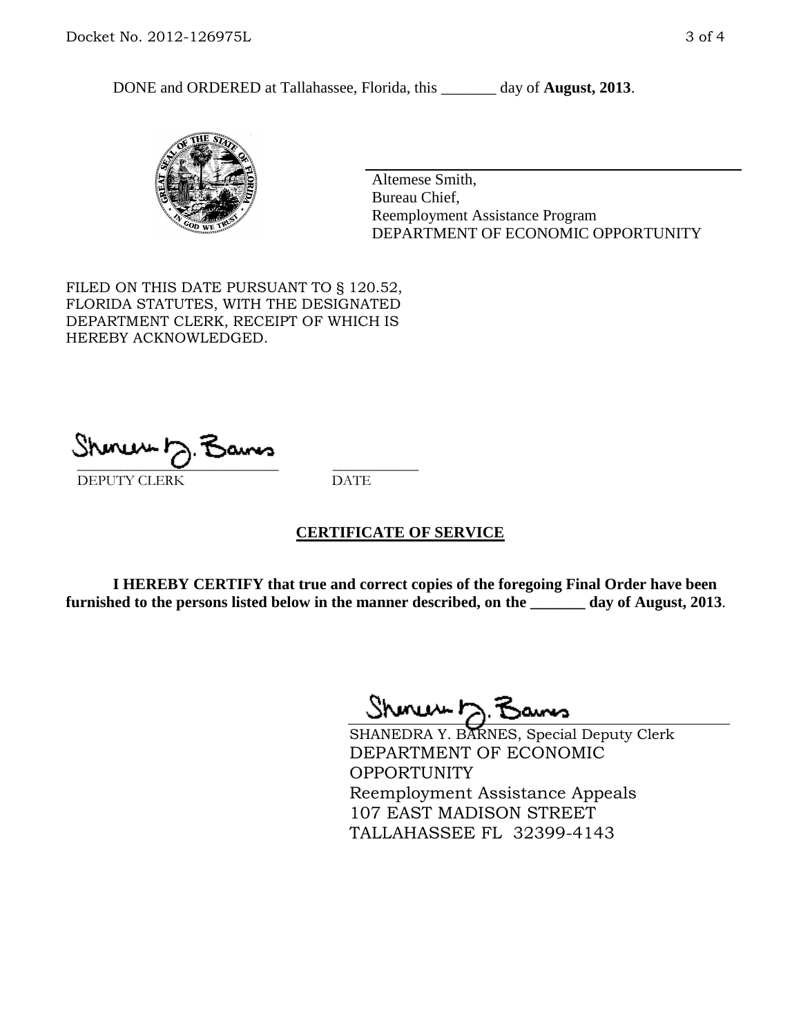DONE and ORDERED at Tallahassee, Florida, this _______ day of **August, 2013**.

Altemese Smith,
Bureau Chief,
Reemployment Assistance Program
DEPARTMENT OF ECONOMIC OPPORTUNITY

FILED ON THIS DATE PURSUANT TO § 120.52, FLORIDA STATUTES, WITH THE DESIGNATED DEPARTMENT CLERK, RECEIPT OF WHICH IS HEREBY ACKNOWLEDGED.

_____________________________ ___________
DEPUTY CLERK DATE

**CERTIFICATE OF SERVICE**

**I HEREBY CERTIFY that true and correct copies of the foregoing Final Order have been furnished to the persons listed below in the manner described, on the _______ day of August, 2013**.

SHANEDRA Y. BARNES, Special Deputy Clerk
DEPARTMENT OF ECONOMIC OPPORTUNITY
Reemployment Assistance Appeals
107 EAST MADISON STREET
TALLAHASSEE FL 32399-4143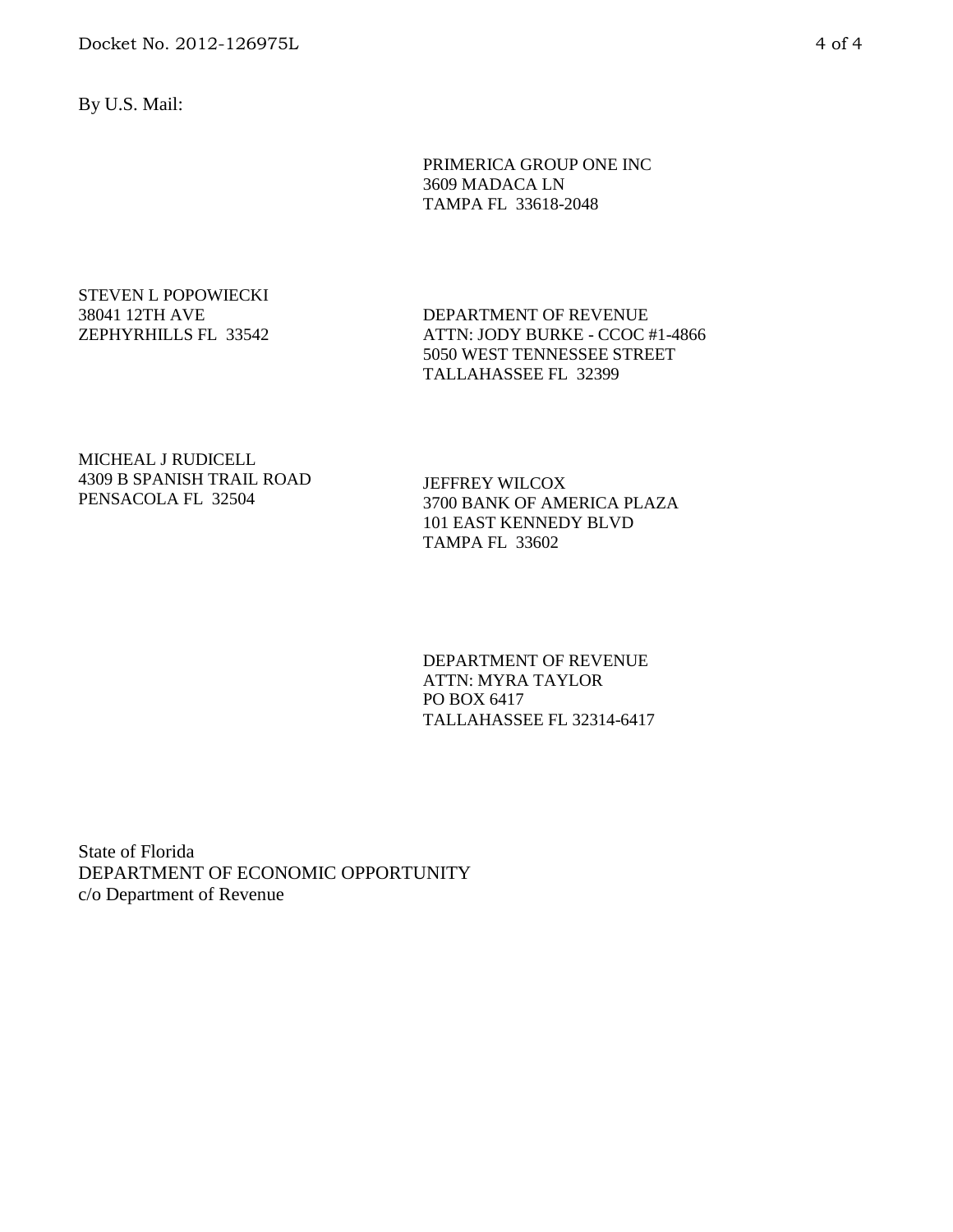By U.S. Mail:

PRIMERICA GROUP ONE INC
3609 MADACA LN
TAMPA FL 33618-2048

STEVEN L POPOWIECKI
38041 12TH AVE
ZEPHYRHILLS FL 33542

DEPARTMENT OF REVENUE
ATTN: JODY BURKE - CCOC #1-4866
5050 WEST TENNESSEE STREET
TALLAHASSEE FL 32399

MICHEAL J RUDICELL
4309 B SPANISH TRAIL ROAD
PENSACOLA FL 32504

JEFFREY WILCOX
3700 BANK OF AMERICA PLAZA
101 EAST KENNEDY BLVD
TAMPA FL 33602

DEPARTMENT OF REVENUE
ATTN: MYRA TAYLOR
PO BOX 6417
TALLAHASSEE FL 32314-6417

State of Florida
DEPARTMENT OF ECONOMIC OPPORTUNITY
c/o Department of Revenue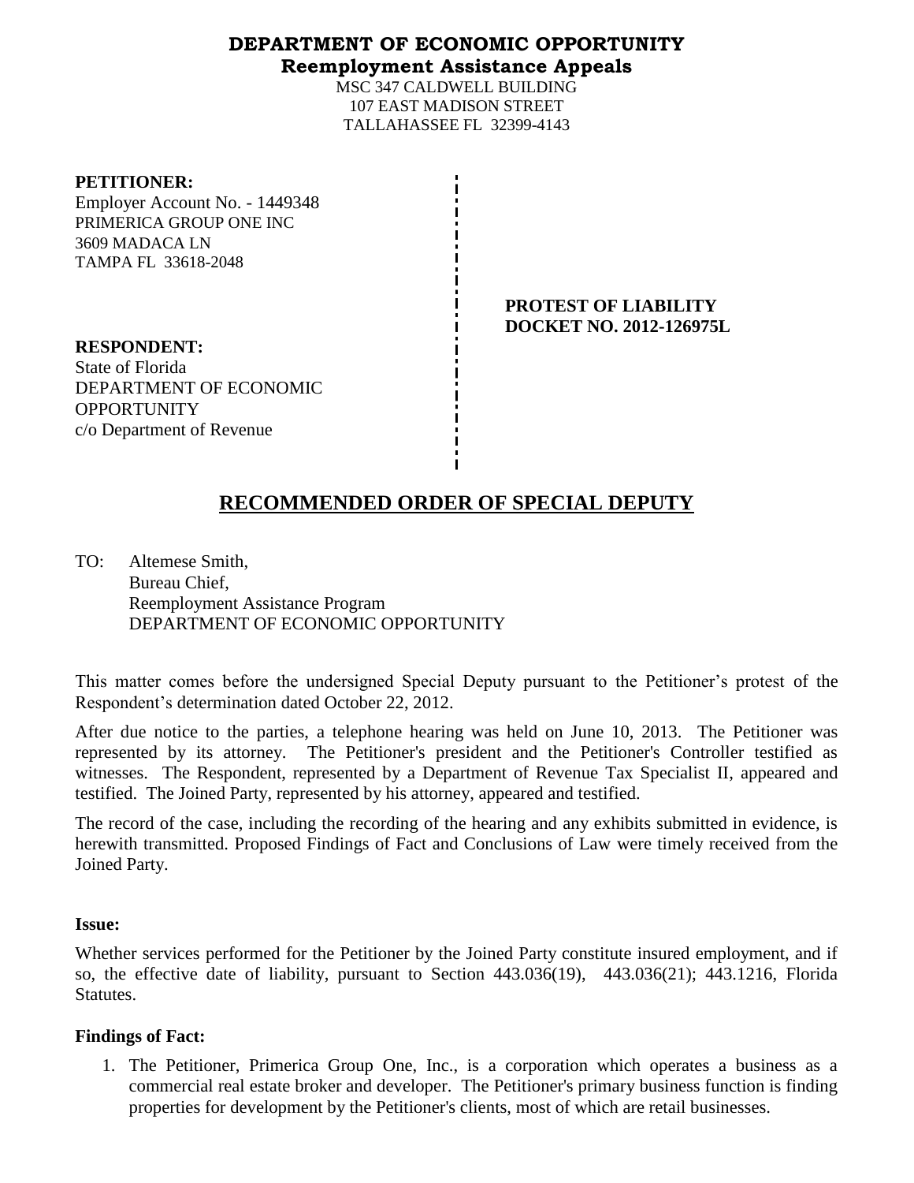# DEPARTMENT OF ECONOMIC OPPORTUNITY
## Reemployment Assistance Appeals

MSC 347 CALDWELL BUILDING
107 EAST MADISON STREET
TALLAHASSEE FL 32399-4143

**PETITIONER:**
Employer Account No. - 1449348
PRIMERICA GROUP ONE INC
3609 MADACA LN
TAMPA FL 33618-2048

**PROTEST OF LIABILITY**
**DOCKET NO. 2012-126975L**

**RESPONDENT:**
State of Florida
DEPARTMENT OF ECONOMIC OPPORTUNITY
c/o Department of Revenue

# RECOMMENDED ORDER OF SPECIAL DEPUTY

TO: Altemese Smith,
Bureau Chief,
Reemployment Assistance Program
DEPARTMENT OF ECONOMIC OPPORTUNITY

This matter comes before the undersigned Special Deputy pursuant to the Petitioner's protest of the Respondent's determination dated October 22, 2012.

After due notice to the parties, a telephone hearing was held on June 10, 2013. The Petitioner was represented by its attorney. The Petitioner's president and the Petitioner's Controller testified as witnesses. The Respondent, represented by a Department of Revenue Tax Specialist II, appeared and testified. The Joined Party, represented by his attorney, appeared and testified.

The record of the case, including the recording of the hearing and any exhibits submitted in evidence, is herewith transmitted. Proposed Findings of Fact and Conclusions of Law were timely received from the Joined Party.

**Issue:**

Whether services performed for the Petitioner by the Joined Party constitute insured employment, and if so, the effective date of liability, pursuant to Section 443.036(19), 443.036(21); 443.1216, Florida Statutes.

**Findings of Fact:**

1. The Petitioner, Primerica Group One, Inc., is a corporation which operates a business as a commercial real estate broker and developer. The Petitioner's primary business function is finding properties for development by the Petitioner's clients, most of which are retail businesses.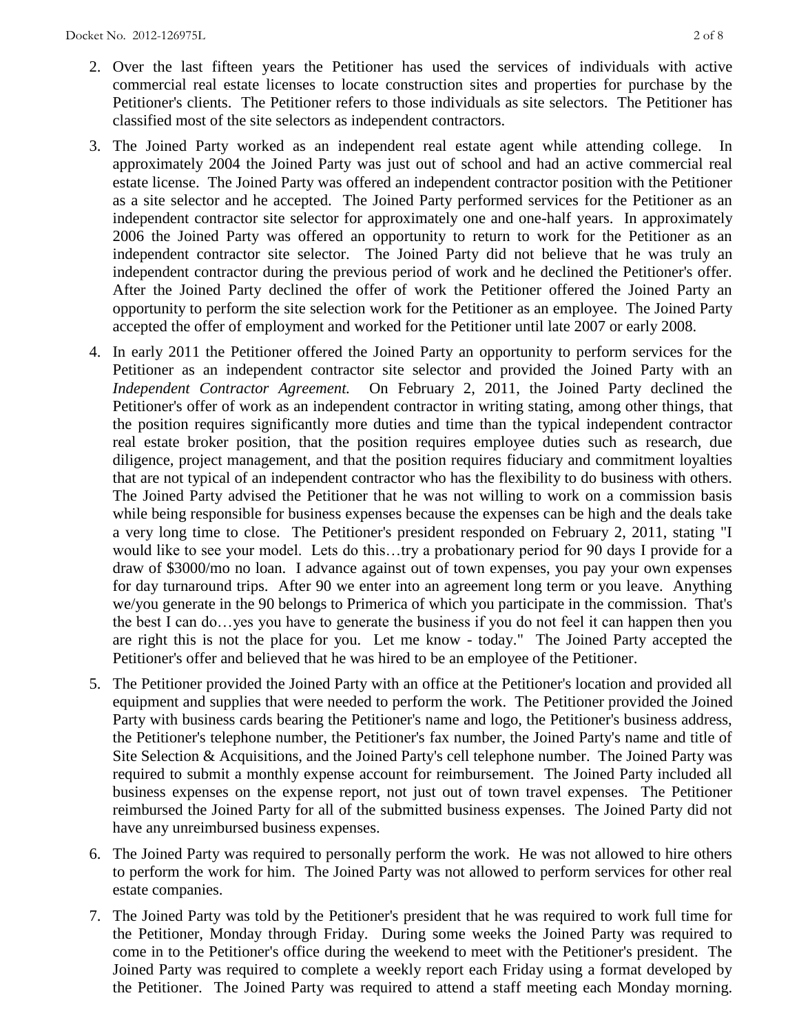2. Over the last fifteen years the Petitioner has used the services of individuals with active commercial real estate licenses to locate construction sites and properties for purchase by the Petitioner's clients. The Petitioner refers to those individuals as site selectors. The Petitioner has classified most of the site selectors as independent contractors.

3. The Joined Party worked as an independent real estate agent while attending college. In approximately 2004 the Joined Party was just out of school and had an active commercial real estate license. The Joined Party was offered an independent contractor position with the Petitioner as a site selector and he accepted. The Joined Party performed services for the Petitioner as an independent contractor site selector for approximately one and one-half years. In approximately 2006 the Joined Party was offered an opportunity to return to work for the Petitioner as an independent contractor site selector. The Joined Party did not believe that he was truly an independent contractor during the previous period of work and he declined the Petitioner's offer. After the Joined Party declined the offer of work the Petitioner offered the Joined Party an opportunity to perform the site selection work for the Petitioner as an employee. The Joined Party accepted the offer of employment and worked for the Petitioner until late 2007 or early 2008.

4. In early 2011 the Petitioner offered the Joined Party an opportunity to perform services for the Petitioner as an independent contractor site selector and provided the Joined Party with an *Independent Contractor Agreement.* On February 2, 2011, the Joined Party declined the Petitioner's offer of work as an independent contractor in writing stating, among other things, that the position requires significantly more duties and time than the typical independent contractor real estate broker position, that the position requires employee duties such as research, due diligence, project management, and that the position requires fiduciary and commitment loyalties that are not typical of an independent contractor who has the flexibility to do business with others. The Joined Party advised the Petitioner that he was not willing to work on a commission basis while being responsible for business expenses because the expenses can be high and the deals take a very long time to close. The Petitioner's president responded on February 2, 2011, stating "I would like to see your model. Lets do this…try a probationary period for 90 days I provide for a draw of $3000/mo no loan. I advance against out of town expenses, you pay your own expenses for day turnaround trips. After 90 we enter into an agreement long term or you leave. Anything we/you generate in the 90 belongs to Primerica of which you participate in the commission. That's the best I can do…yes you have to generate the business if you do not feel it can happen then you are right this is not the place for you. Let me know - today." The Joined Party accepted the Petitioner's offer and believed that he was hired to be an employee of the Petitioner.

5. The Petitioner provided the Joined Party with an office at the Petitioner's location and provided all equipment and supplies that were needed to perform the work. The Petitioner provided the Joined Party with business cards bearing the Petitioner's name and logo, the Petitioner's business address, the Petitioner's telephone number, the Petitioner's fax number, the Joined Party's name and title of Site Selection & Acquisitions, and the Joined Party's cell telephone number. The Joined Party was required to submit a monthly expense account for reimbursement. The Joined Party included all business expenses on the expense report, not just out of town travel expenses. The Petitioner reimbursed the Joined Party for all of the submitted business expenses. The Joined Party did not have any unreimbursed business expenses.

6. The Joined Party was required to personally perform the work. He was not allowed to hire others to perform the work for him. The Joined Party was not allowed to perform services for other real estate companies.

7. The Joined Party was told by the Petitioner's president that he was required to work full time for the Petitioner, Monday through Friday. During some weeks the Joined Party was required to come in to the Petitioner's office during the weekend to meet with the Petitioner's president. The Joined Party was required to complete a weekly report each Friday using a format developed by the Petitioner. The Joined Party was required to attend a staff meeting each Monday morning.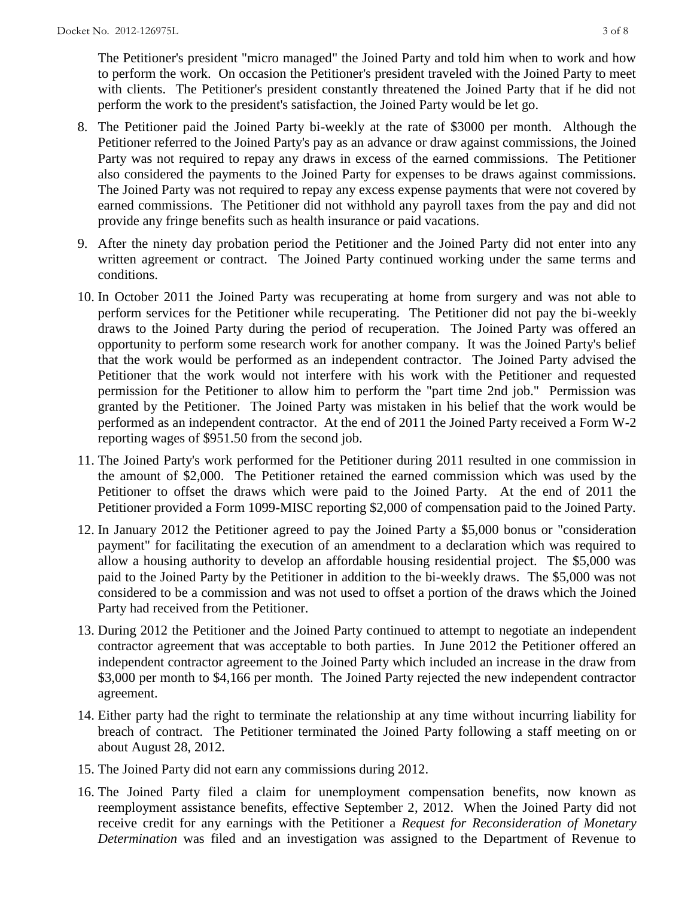The Petitioner's president "micro managed" the Joined Party and told him when to work and how to perform the work. On occasion the Petitioner's president traveled with the Joined Party to meet with clients. The Petitioner's president constantly threatened the Joined Party that if he did not perform the work to the president's satisfaction, the Joined Party would be let go.

8. The Petitioner paid the Joined Party bi-weekly at the rate of $3000 per month. Although the Petitioner referred to the Joined Party's pay as an advance or draw against commissions, the Joined Party was not required to repay any draws in excess of the earned commissions. The Petitioner also considered the payments to the Joined Party for expenses to be draws against commissions. The Joined Party was not required to repay any excess expense payments that were not covered by earned commissions. The Petitioner did not withhold any payroll taxes from the pay and did not provide any fringe benefits such as health insurance or paid vacations.

9. After the ninety day probation period the Petitioner and the Joined Party did not enter into any written agreement or contract. The Joined Party continued working under the same terms and conditions.

10. In October 2011 the Joined Party was recuperating at home from surgery and was not able to perform services for the Petitioner while recuperating. The Petitioner did not pay the bi-weekly draws to the Joined Party during the period of recuperation. The Joined Party was offered an opportunity to perform some research work for another company. It was the Joined Party's belief that the work would be performed as an independent contractor. The Joined Party advised the Petitioner that the work would not interfere with his work with the Petitioner and requested permission for the Petitioner to allow him to perform the "part time 2nd job." Permission was granted by the Petitioner. The Joined Party was mistaken in his belief that the work would be performed as an independent contractor. At the end of 2011 the Joined Party received a Form W-2 reporting wages of $951.50 from the second job.

11. The Joined Party's work performed for the Petitioner during 2011 resulted in one commission in the amount of $2,000. The Petitioner retained the earned commission which was used by the Petitioner to offset the draws which were paid to the Joined Party. At the end of 2011 the Petitioner provided a Form 1099-MISC reporting $2,000 of compensation paid to the Joined Party.

12. In January 2012 the Petitioner agreed to pay the Joined Party a $5,000 bonus or "consideration payment" for facilitating the execution of an amendment to a declaration which was required to allow a housing authority to develop an affordable housing residential project. The $5,000 was paid to the Joined Party by the Petitioner in addition to the bi-weekly draws. The $5,000 was not considered to be a commission and was not used to offset a portion of the draws which the Joined Party had received from the Petitioner.

13. During 2012 the Petitioner and the Joined Party continued to attempt to negotiate an independent contractor agreement that was acceptable to both parties. In June 2012 the Petitioner offered an independent contractor agreement to the Joined Party which included an increase in the draw from $3,000 per month to $4,166 per month. The Joined Party rejected the new independent contractor agreement.

14. Either party had the right to terminate the relationship at any time without incurring liability for breach of contract. The Petitioner terminated the Joined Party following a staff meeting on or about August 28, 2012.

15. The Joined Party did not earn any commissions during 2012.

16. The Joined Party filed a claim for unemployment compensation benefits, now known as reemployment assistance benefits, effective September 2, 2012. When the Joined Party did not receive credit for any earnings with the Petitioner a *Request for Reconsideration of Monetary Determination* was filed and an investigation was assigned to the Department of Revenue to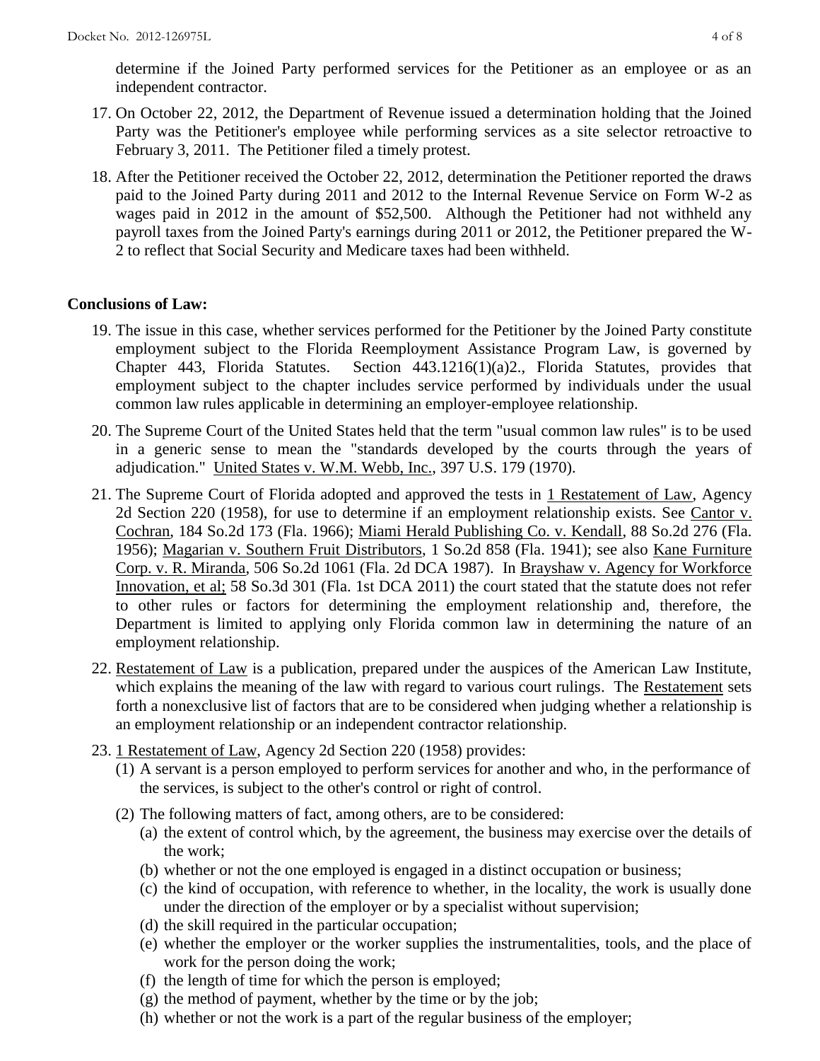determine if the Joined Party performed services for the Petitioner as an employee or as an independent contractor.

17. On October 22, 2012, the Department of Revenue issued a determination holding that the Joined Party was the Petitioner's employee while performing services as a site selector retroactive to February 3, 2011. The Petitioner filed a timely protest.

18. After the Petitioner received the October 22, 2012, determination the Petitioner reported the draws paid to the Joined Party during 2011 and 2012 to the Internal Revenue Service on Form W-2 as wages paid in 2012 in the amount of $52,500. Although the Petitioner had not withheld any payroll taxes from the Joined Party's earnings during 2011 or 2012, the Petitioner prepared the W-2 to reflect that Social Security and Medicare taxes had been withheld.

## Conclusions of Law:

19. The issue in this case, whether services performed for the Petitioner by the Joined Party constitute employment subject to the Florida Reemployment Assistance Program Law, is governed by Chapter 443, Florida Statutes. Section 443.1216(1)(a)2., Florida Statutes, provides that employment subject to the chapter includes service performed by individuals under the usual common law rules applicable in determining an employer-employee relationship.

20. The Supreme Court of the United States held that the term "usual common law rules" is to be used in a generic sense to mean the "standards developed by the courts through the years of adjudication." United States v. W.M. Webb, Inc., 397 U.S. 179 (1970).

21. The Supreme Court of Florida adopted and approved the tests in 1 Restatement of Law, Agency 2d Section 220 (1958), for use to determine if an employment relationship exists. See Cantor v. Cochran, 184 So.2d 173 (Fla. 1966); Miami Herald Publishing Co. v. Kendall, 88 So.2d 276 (Fla. 1956); Magarian v. Southern Fruit Distributors, 1 So.2d 858 (Fla. 1941); see also Kane Furniture Corp. v. R. Miranda, 506 So.2d 1061 (Fla. 2d DCA 1987). In Brayshaw v. Agency for Workforce Innovation, et al; 58 So.3d 301 (Fla. 1st DCA 2011) the court stated that the statute does not refer to other rules or factors for determining the employment relationship and, therefore, the Department is limited to applying only Florida common law in determining the nature of an employment relationship.

22. Restatement of Law is a publication, prepared under the auspices of the American Law Institute, which explains the meaning of the law with regard to various court rulings. The Restatement sets forth a nonexclusive list of factors that are to be considered when judging whether a relationship is an employment relationship or an independent contractor relationship.

23. 1 Restatement of Law, Agency 2d Section 220 (1958) provides:
    (1) A servant is a person employed to perform services for another and who, in the performance of the services, is subject to the other's control or right of control.
    (2) The following matters of fact, among others, are to be considered:
        (a) the extent of control which, by the agreement, the business may exercise over the details of the work;
        (b) whether or not the one employed is engaged in a distinct occupation or business;
        (c) the kind of occupation, with reference to whether, in the locality, the work is usually done under the direction of the employer or by a specialist without supervision;
        (d) the skill required in the particular occupation;
        (e) whether the employer or the worker supplies the instrumentalities, tools, and the place of work for the person doing the work;
        (f) the length of time for which the person is employed;
        (g) the method of payment, whether by the time or by the job;
        (h) whether or not the work is a part of the regular business of the employer;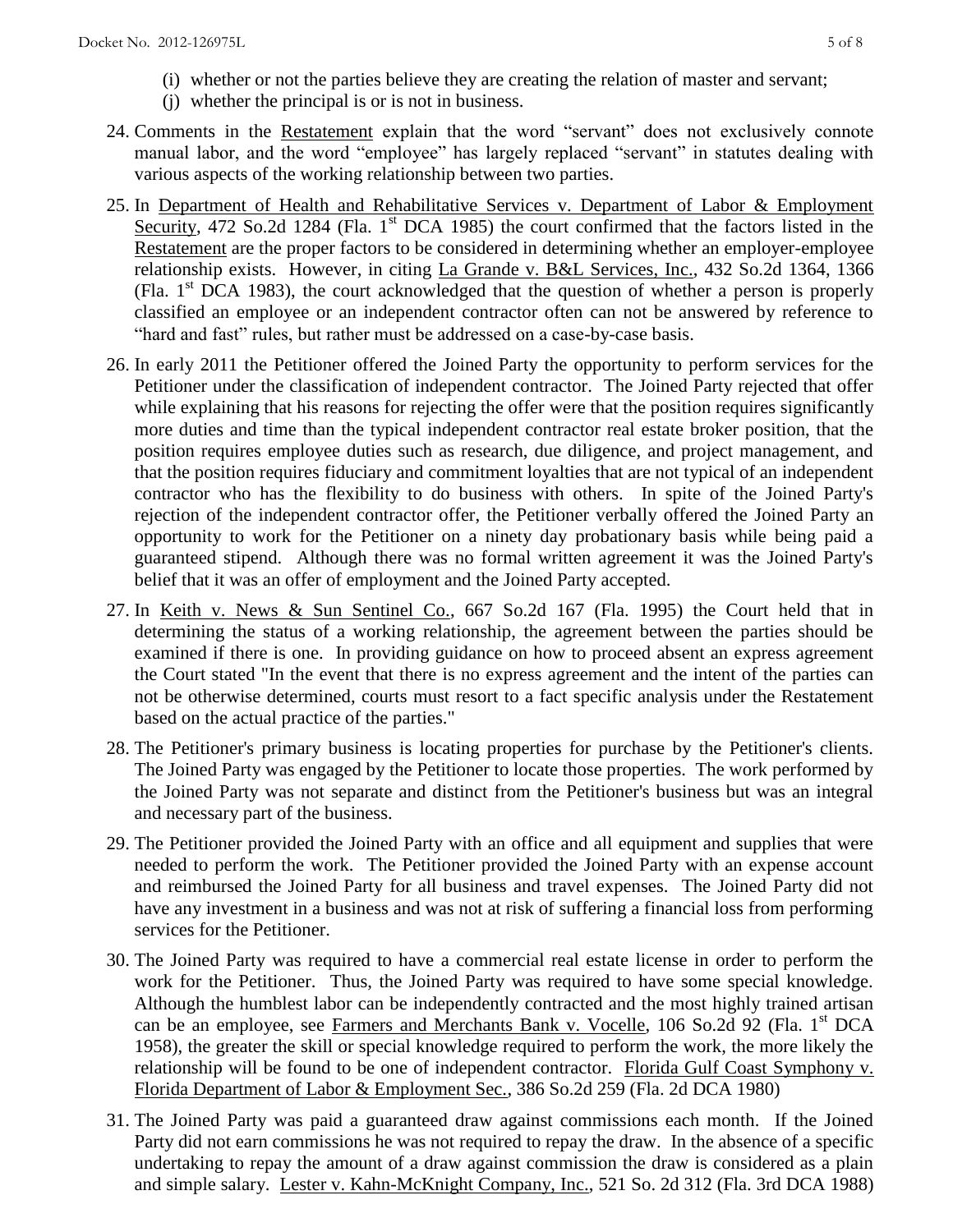(i) whether or not the parties believe they are creating the relation of master and servant;

(j) whether the principal is or is not in business.

24. Comments in the Restatement explain that the word "servant" does not exclusively connote manual labor, and the word "employee" has largely replaced "servant" in statutes dealing with various aspects of the working relationship between two parties.

25. In Department of Health and Rehabilitative Services v. Department of Labor & Employment Security, 472 So.2d 1284 (Fla. 1st DCA 1985) the court confirmed that the factors listed in the Restatement are the proper factors to be considered in determining whether an employer-employee relationship exists. However, in citing La Grande v. B&L Services, Inc., 432 So.2d 1364, 1366 (Fla. 1st DCA 1983), the court acknowledged that the question of whether a person is properly classified an employee or an independent contractor often can not be answered by reference to "hard and fast" rules, but rather must be addressed on a case-by-case basis.

26. In early 2011 the Petitioner offered the Joined Party the opportunity to perform services for the Petitioner under the classification of independent contractor. The Joined Party rejected that offer while explaining that his reasons for rejecting the offer were that the position requires significantly more duties and time than the typical independent contractor real estate broker position, that the position requires employee duties such as research, due diligence, and project management, and that the position requires fiduciary and commitment loyalties that are not typical of an independent contractor who has the flexibility to do business with others. In spite of the Joined Party's rejection of the independent contractor offer, the Petitioner verbally offered the Joined Party an opportunity to work for the Petitioner on a ninety day probationary basis while being paid a guaranteed stipend. Although there was no formal written agreement it was the Joined Party's belief that it was an offer of employment and the Joined Party accepted.

27. In Keith v. News & Sun Sentinel Co., 667 So.2d 167 (Fla. 1995) the Court held that in determining the status of a working relationship, the agreement between the parties should be examined if there is one. In providing guidance on how to proceed absent an express agreement the Court stated "In the event that there is no express agreement and the intent of the parties can not be otherwise determined, courts must resort to a fact specific analysis under the Restatement based on the actual practice of the parties."

28. The Petitioner's primary business is locating properties for purchase by the Petitioner's clients. The Joined Party was engaged by the Petitioner to locate those properties. The work performed by the Joined Party was not separate and distinct from the Petitioner's business but was an integral and necessary part of the business.

29. The Petitioner provided the Joined Party with an office and all equipment and supplies that were needed to perform the work. The Petitioner provided the Joined Party with an expense account and reimbursed the Joined Party for all business and travel expenses. The Joined Party did not have any investment in a business and was not at risk of suffering a financial loss from performing services for the Petitioner.

30. The Joined Party was required to have a commercial real estate license in order to perform the work for the Petitioner. Thus, the Joined Party was required to have some special knowledge. Although the humblest labor can be independently contracted and the most highly trained artisan can be an employee, see Farmers and Merchants Bank v. Vocelle, 106 So.2d 92 (Fla. 1st DCA 1958), the greater the skill or special knowledge required to perform the work, the more likely the relationship will be found to be one of independent contractor. Florida Gulf Coast Symphony v. Florida Department of Labor & Employment Sec., 386 So.2d 259 (Fla. 2d DCA 1980)

31. The Joined Party was paid a guaranteed draw against commissions each month. If the Joined Party did not earn commissions he was not required to repay the draw. In the absence of a specific undertaking to repay the amount of a draw against commission the draw is considered as a plain and simple salary. Lester v. Kahn-McKnight Company, Inc., 521 So. 2d 312 (Fla. 3rd DCA 1988)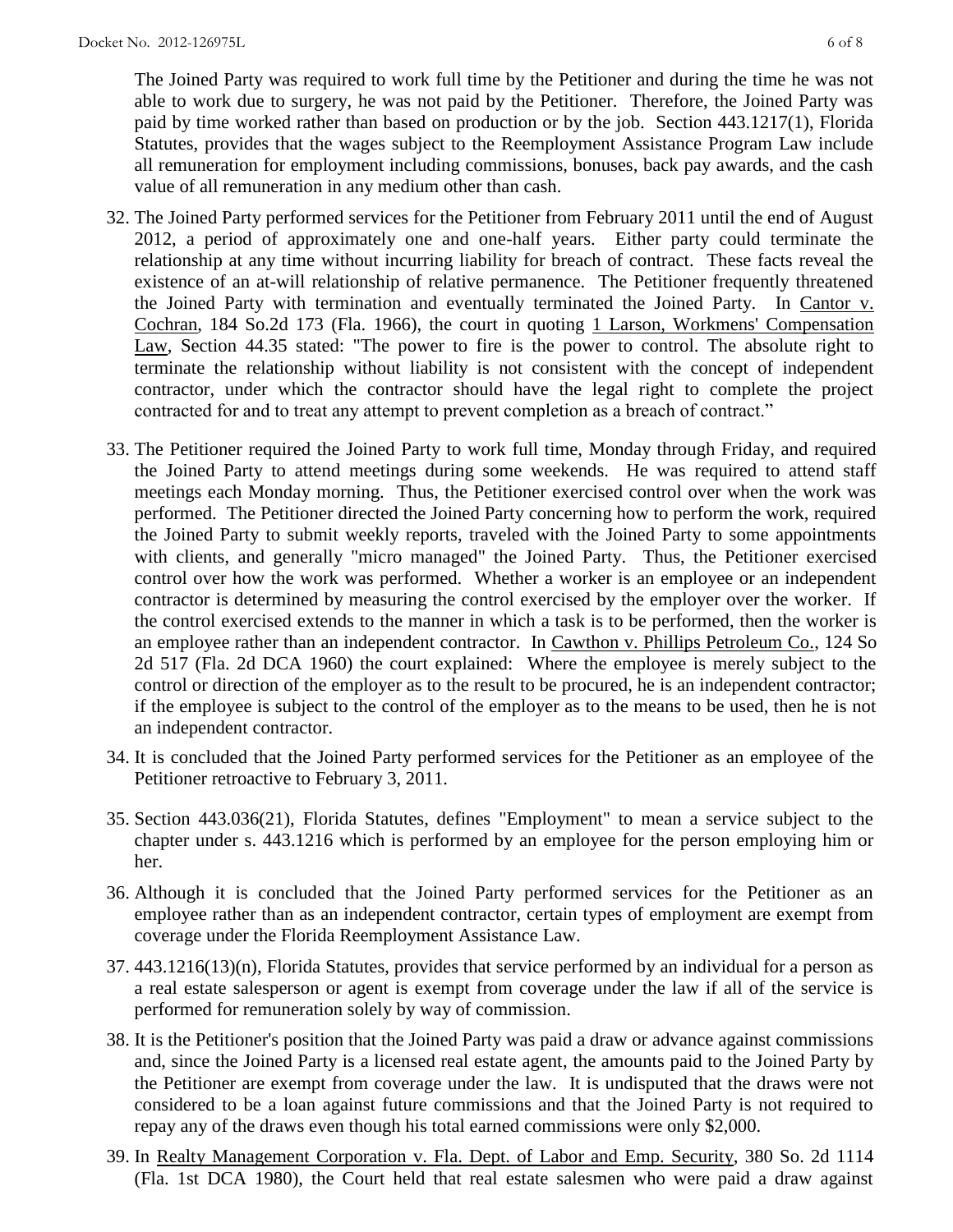The Joined Party was required to work full time by the Petitioner and during the time he was not able to work due to surgery, he was not paid by the Petitioner. Therefore, the Joined Party was paid by time worked rather than based on production or by the job. Section 443.1217(1), Florida Statutes, provides that the wages subject to the Reemployment Assistance Program Law include all remuneration for employment including commissions, bonuses, back pay awards, and the cash value of all remuneration in any medium other than cash.

32. The Joined Party performed services for the Petitioner from February 2011 until the end of August 2012, a period of approximately one and one-half years. Either party could terminate the relationship at any time without incurring liability for breach of contract. These facts reveal the existence of an at-will relationship of relative permanence. The Petitioner frequently threatened the Joined Party with termination and eventually terminated the Joined Party. In Cantor v. Cochran, 184 So.2d 173 (Fla. 1966), the court in quoting 1 Larson, Workmens' Compensation Law, Section 44.35 stated: "The power to fire is the power to control. The absolute right to terminate the relationship without liability is not consistent with the concept of independent contractor, under which the contractor should have the legal right to complete the project contracted for and to treat any attempt to prevent completion as a breach of contract."

33. The Petitioner required the Joined Party to work full time, Monday through Friday, and required the Joined Party to attend meetings during some weekends. He was required to attend staff meetings each Monday morning. Thus, the Petitioner exercised control over when the work was performed. The Petitioner directed the Joined Party concerning how to perform the work, required the Joined Party to submit weekly reports, traveled with the Joined Party to some appointments with clients, and generally "micro managed" the Joined Party. Thus, the Petitioner exercised control over how the work was performed. Whether a worker is an employee or an independent contractor is determined by measuring the control exercised by the employer over the worker. If the control exercised extends to the manner in which a task is to be performed, then the worker is an employee rather than an independent contractor. In Cawthon v. Phillips Petroleum Co., 124 So 2d 517 (Fla. 2d DCA 1960) the court explained: Where the employee is merely subject to the control or direction of the employer as to the result to be procured, he is an independent contractor; if the employee is subject to the control of the employer as to the means to be used, then he is not an independent contractor.

34. It is concluded that the Joined Party performed services for the Petitioner as an employee of the Petitioner retroactive to February 3, 2011.

35. Section 443.036(21), Florida Statutes, defines "Employment" to mean a service subject to the chapter under s. 443.1216 which is performed by an employee for the person employing him or her.

36. Although it is concluded that the Joined Party performed services for the Petitioner as an employee rather than as an independent contractor, certain types of employment are exempt from coverage under the Florida Reemployment Assistance Law.

37. 443.1216(13)(n), Florida Statutes, provides that service performed by an individual for a person as a real estate salesperson or agent is exempt from coverage under the law if all of the service is performed for remuneration solely by way of commission.

38. It is the Petitioner's position that the Joined Party was paid a draw or advance against commissions and, since the Joined Party is a licensed real estate agent, the amounts paid to the Joined Party by the Petitioner are exempt from coverage under the law. It is undisputed that the draws were not considered to be a loan against future commissions and that the Joined Party is not required to repay any of the draws even though his total earned commissions were only $2,000.

39. In Realty Management Corporation v. Fla. Dept. of Labor and Emp. Security, 380 So. 2d 1114 (Fla. 1st DCA 1980), the Court held that real estate salesmen who were paid a draw against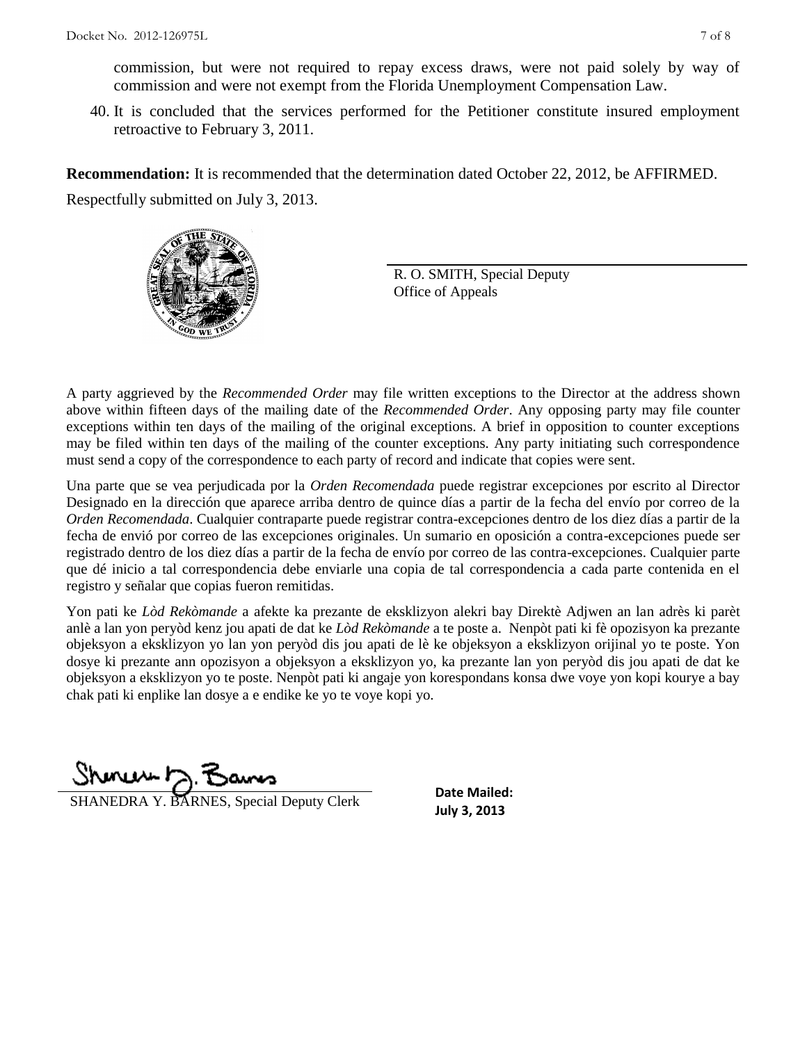commission, but were not required to repay excess draws, were not paid solely by way of commission and were not exempt from the Florida Unemployment Compensation Law.

40. It is concluded that the services performed for the Petitioner constitute insured employment retroactive to February 3, 2011.

**Recommendation:** It is recommended that the determination dated October 22, 2012, be AFFIRMED.

Respectfully submitted on July 3, 2013.

R. O. SMITH, Special Deputy
Office of Appeals

A party aggrieved by the *Recommended Order* may file written exceptions to the Director at the address shown above within fifteen days of the mailing date of the *Recommended Order*. Any opposing party may file counter exceptions within ten days of the mailing of the original exceptions. A brief in opposition to counter exceptions may be filed within ten days of the mailing of the counter exceptions. Any party initiating such correspondence must send a copy of the correspondence to each party of record and indicate that copies were sent.

Una parte que se vea perjudicada por la *Orden Recomendada* puede registrar excepciones por escrito al Director Designado en la dirección que aparece arriba dentro de quince días a partir de la fecha del envío por correo de la *Orden Recomendada*. Cualquier contraparte puede registrar contra-excepciones dentro de los diez días a partir de la fecha de envió por correo de las excepciones originales. Un sumario en oposición a contra-excepciones puede ser registrado dentro de los diez días a partir de la fecha de envío por correo de las contra-excepciones. Cualquier parte que dé inicio a tal correspondencia debe enviarle una copia de tal correspondencia a cada parte contenida en el registro y señalar que copias fueron remitidas.

Yon pati ke *Lòd Rekòmande* a afekte ka prezante de eksklizyon alekri bay Direktè Adjwen an lan adrès ki parèt anlè a lan yon peryòd kenz jou apati de dat ke *Lòd Rekòmande* a te poste a. Nenpòt pati ki fè opozisyon ka prezante objeksyon a eksklizyon yo lan yon peryòd dis jou apati de lè ke objeksyon a eksklizyon orijinal yo te poste. Yon dosye ki prezante ann opozisyon a objeksyon a eksklizyon yo, ka prezante lan yon peryòd dis jou apati de dat ke objeksyon a eksklizyon yo te poste. Nenpòt pati ki angaje yon korespondans konsa dwe voye yon kopi kourye a bay chak pati ki enplike lan dosye a e endike ke yo te voye kopi yo.

SHANEDRA Y. BARNES, Special Deputy Clerk

**Date Mailed:**
**July 3, 2013**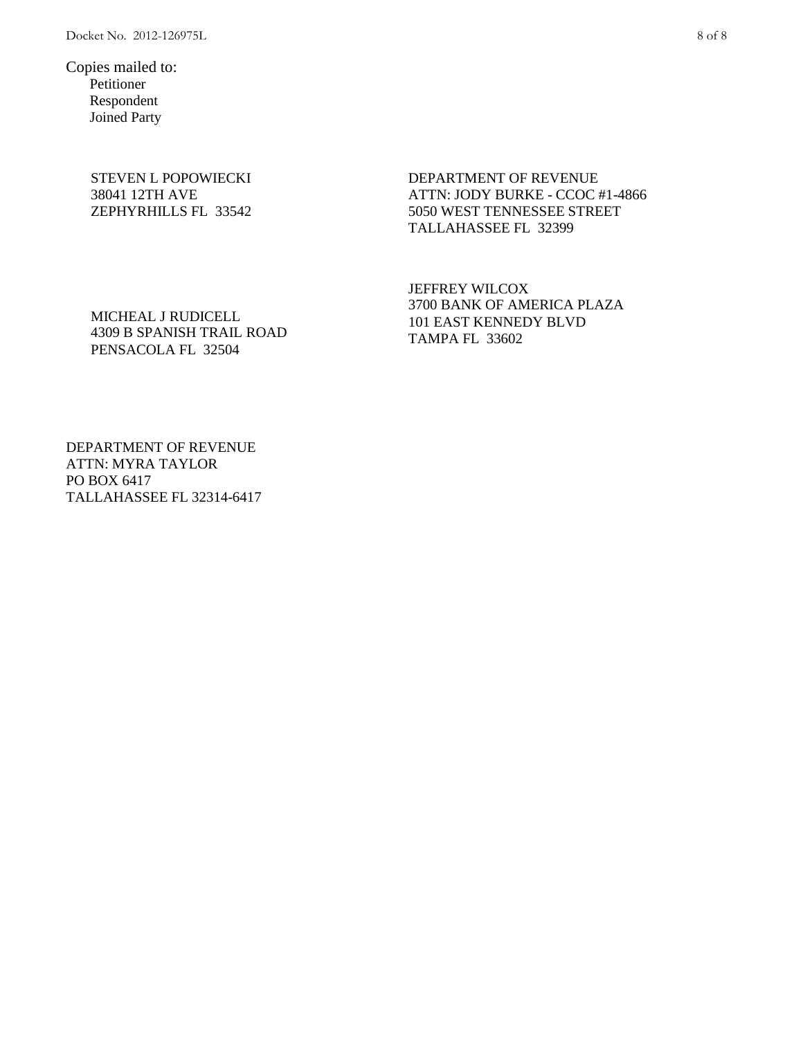Copies mailed to:

Petitioner
Respondent
Joined Party

STEVEN L POPOWIECKI
38041 12TH AVE
ZEPHYRHILLS FL 33542

DEPARTMENT OF REVENUE
ATTN: JODY BURKE - CCOC #1-4866
5050 WEST TENNESSEE STREET
TALLAHASSEE FL 32399

MICHEAL J RUDICELL
4309 B SPANISH TRAIL ROAD
PENSACOLA FL 32504

JEFFREY WILCOX
3700 BANK OF AMERICA PLAZA
101 EAST KENNEDY BLVD
TAMPA FL 33602

DEPARTMENT OF REVENUE
ATTN: MYRA TAYLOR
PO BOX 6417
TALLAHASSEE FL 32314-6417